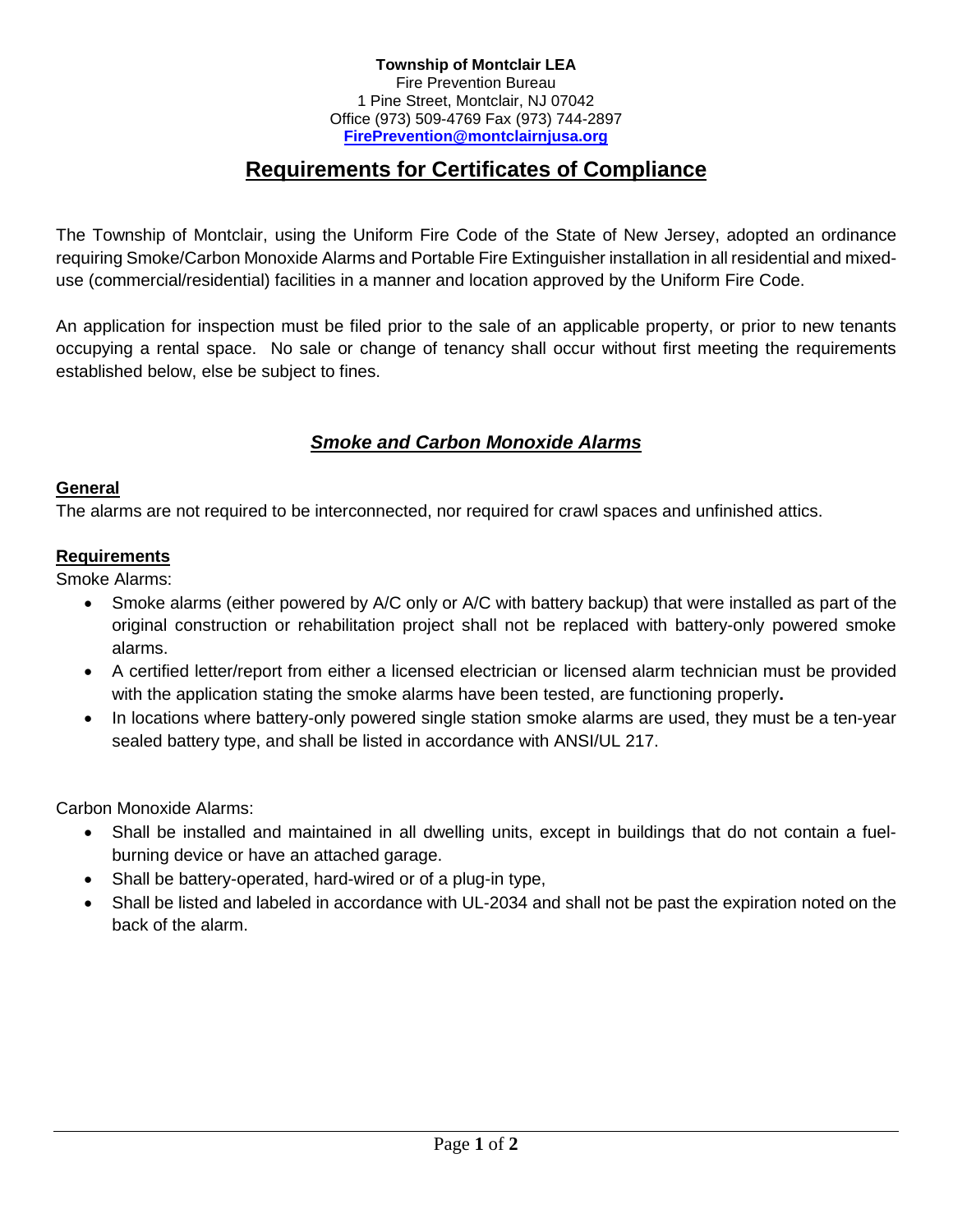**Township of Montclair LEA**
Fire Prevention Bureau
1 Pine Street, Montclair, NJ 07042
Office (973) 509-4769 Fax (973) 744-2897
**FirePrevention@montclairnjusa.org**

# Requirements for Certificates of Compliance

The Township of Montclair, using the Uniform Fire Code of the State of New Jersey, adopted an ordinance requiring Smoke/Carbon Monoxide Alarms and Portable Fire Extinguisher installation in all residential and mixed-use (commercial/residential) facilities in a manner and location approved by the Uniform Fire Code.

An application for inspection must be filed prior to the sale of an applicable property, or prior to new tenants occupying a rental space. No sale or change of tenancy shall occur without first meeting the requirements established below, else be subject to fines.

## ***Smoke and Carbon Monoxide Alarms***

### General

The alarms are not required to be interconnected, nor required for crawl spaces and unfinished attics.

### Requirements

Smoke Alarms:

- Smoke alarms (either powered by A/C only or A/C with battery backup) that were installed as part of the original construction or rehabilitation project shall not be replaced with battery-only powered smoke alarms.
- A certified letter/report from either a licensed electrician or licensed alarm technician must be provided with the application stating the smoke alarms have been tested, are functioning properly**.**
- In locations where battery-only powered single station smoke alarms are used, they must be a ten-year sealed battery type, and shall be listed in accordance with ANSI/UL 217.

Carbon Monoxide Alarms:

- Shall be installed and maintained in all dwelling units, except in buildings that do not contain a fuel-burning device or have an attached garage.
- Shall be battery-operated, hard-wired or of a plug-in type,
- Shall be listed and labeled in accordance with UL-2034 and shall not be past the expiration noted on the back of the alarm.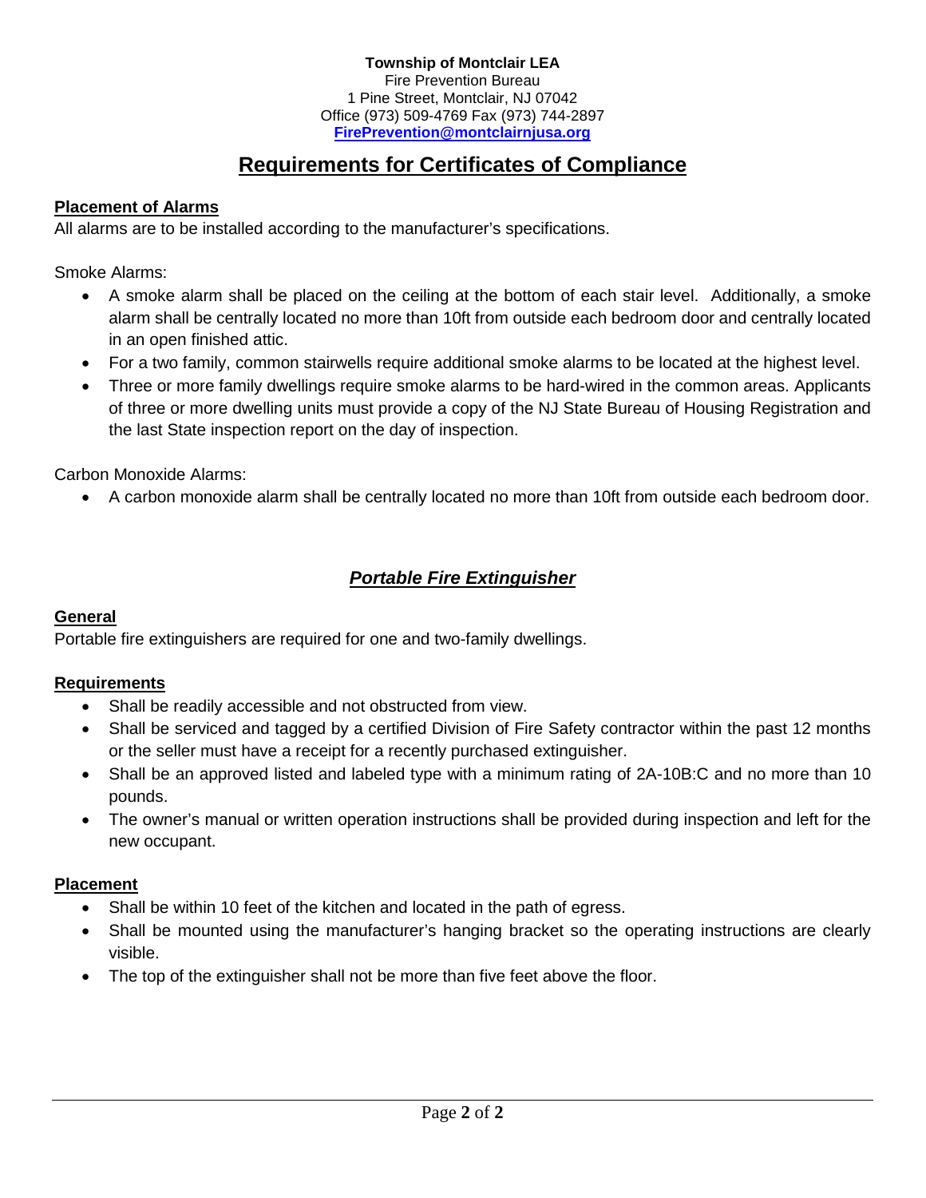**Township of Montclair LEA**
Fire Prevention Bureau
1 Pine Street, Montclair, NJ 07042
Office (973) 509-4769 Fax (973) 744-2897
**FirePrevention@montclairnjusa.org**

# Requirements for Certificates of Compliance

## Placement of Alarms

All alarms are to be installed according to the manufacturer's specifications.

Smoke Alarms:

- A smoke alarm shall be placed on the ceiling at the bottom of each stair level. Additionally, a smoke alarm shall be centrally located no more than 10ft from outside each bedroom door and centrally located in an open finished attic.
- For a two family, common stairwells require additional smoke alarms to be located at the highest level.
- Three or more family dwellings require smoke alarms to be hard-wired in the common areas. Applicants of three or more dwelling units must provide a copy of the NJ State Bureau of Housing Registration and the last State inspection report on the day of inspection.

Carbon Monoxide Alarms:

- A carbon monoxide alarm shall be centrally located no more than 10ft from outside each bedroom door.

## *Portable Fire Extinguisher*

### General

Portable fire extinguishers are required for one and two-family dwellings.

### Requirements

- Shall be readily accessible and not obstructed from view.
- Shall be serviced and tagged by a certified Division of Fire Safety contractor within the past 12 months or the seller must have a receipt for a recently purchased extinguisher.
- Shall be an approved listed and labeled type with a minimum rating of 2A-10B:C and no more than 10 pounds.
- The owner's manual or written operation instructions shall be provided during inspection and left for the new occupant.

### Placement

- Shall be within 10 feet of the kitchen and located in the path of egress.
- Shall be mounted using the manufacturer's hanging bracket so the operating instructions are clearly visible.
- The top of the extinguisher shall not be more than five feet above the floor.